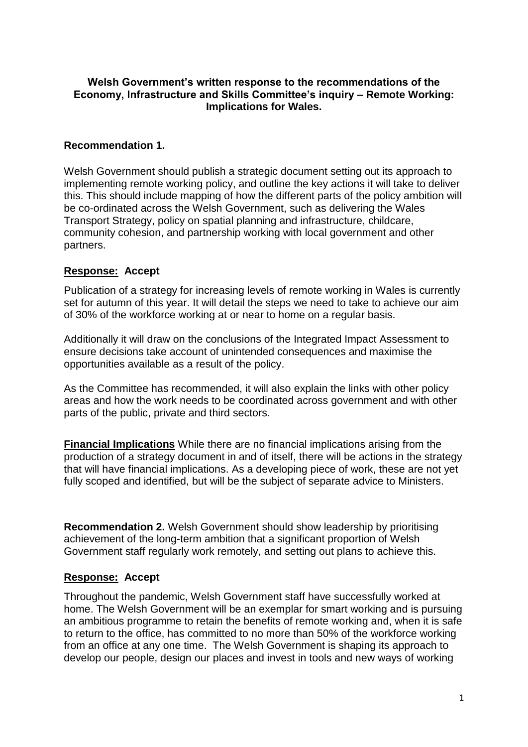**Welsh Government's written response to the recommendations of the Economy, Infrastructure and Skills Committee's inquiry – Remote Working: Implications for Wales.**

**Recommendation 1.**

Welsh Government should publish a strategic document setting out its approach to implementing remote working policy, and outline the key actions it will take to deliver this. This should include mapping of how the different parts of the policy ambition will be co-ordinated across the Welsh Government, such as delivering the Wales Transport Strategy, policy on spatial planning and infrastructure, childcare, community cohesion, and partnership working with local government and other partners.

**Response: Accept**

Publication of a strategy for increasing levels of remote working in Wales is currently set for autumn of this year. It will detail the steps we need to take to achieve our aim of 30% of the workforce working at or near to home on a regular basis.

Additionally it will draw on the conclusions of the Integrated Impact Assessment to ensure decisions take account of unintended consequences and maximise the opportunities available as a result of the policy.

As the Committee has recommended, it will also explain the links with other policy areas and how the work needs to be coordinated across government and with other parts of the public, private and third sectors.

**Financial Implications** While there are no financial implications arising from the production of a strategy document in and of itself, there will be actions in the strategy that will have financial implications. As a developing piece of work, these are not yet fully scoped and identified, but will be the subject of separate advice to Ministers.

**Recommendation 2.** Welsh Government should show leadership by prioritising achievement of the long-term ambition that a significant proportion of Welsh Government staff regularly work remotely, and setting out plans to achieve this.

**Response: Accept**

Throughout the pandemic, Welsh Government staff have successfully worked at home. The Welsh Government will be an exemplar for smart working and is pursuing an ambitious programme to retain the benefits of remote working and, when it is safe to return to the office, has committed to no more than 50% of the workforce working from an office at any one time. The Welsh Government is shaping its approach to develop our people, design our places and invest in tools and new ways of working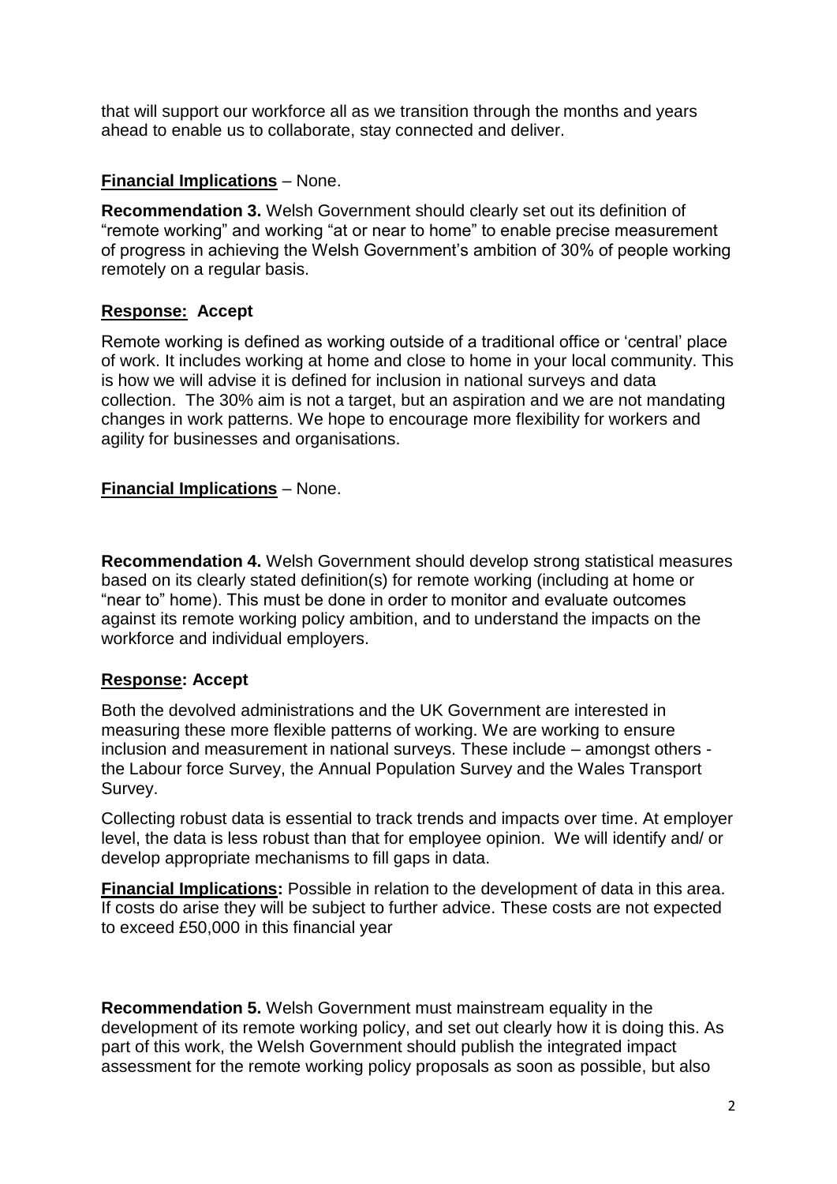that will support our workforce all as we transition through the months and years ahead to enable us to collaborate, stay connected and deliver.

**Financial Implications** – None.

**Recommendation 3.** Welsh Government should clearly set out its definition of "remote working" and working "at or near to home" to enable precise measurement of progress in achieving the Welsh Government's ambition of 30% of people working remotely on a regular basis.

**Response: Accept**

Remote working is defined as working outside of a traditional office or 'central' place of work. It includes working at home and close to home in your local community. This is how we will advise it is defined for inclusion in national surveys and data collection. The 30% aim is not a target, but an aspiration and we are not mandating changes in work patterns. We hope to encourage more flexibility for workers and agility for businesses and organisations.

**Financial Implications** – None.

**Recommendation 4.** Welsh Government should develop strong statistical measures based on its clearly stated definition(s) for remote working (including at home or "near to" home). This must be done in order to monitor and evaluate outcomes against its remote working policy ambition, and to understand the impacts on the workforce and individual employers.

**Response: Accept**

Both the devolved administrations and the UK Government are interested in measuring these more flexible patterns of working. We are working to ensure inclusion and measurement in national surveys. These include – amongst others - the Labour force Survey, the Annual Population Survey and the Wales Transport Survey.

Collecting robust data is essential to track trends and impacts over time. At employer level, the data is less robust than that for employee opinion. We will identify and/ or develop appropriate mechanisms to fill gaps in data.

**Financial Implications:** Possible in relation to the development of data in this area. If costs do arise they will be subject to further advice. These costs are not expected to exceed £50,000 in this financial year

**Recommendation 5.** Welsh Government must mainstream equality in the development of its remote working policy, and set out clearly how it is doing this. As part of this work, the Welsh Government should publish the integrated impact assessment for the remote working policy proposals as soon as possible, but also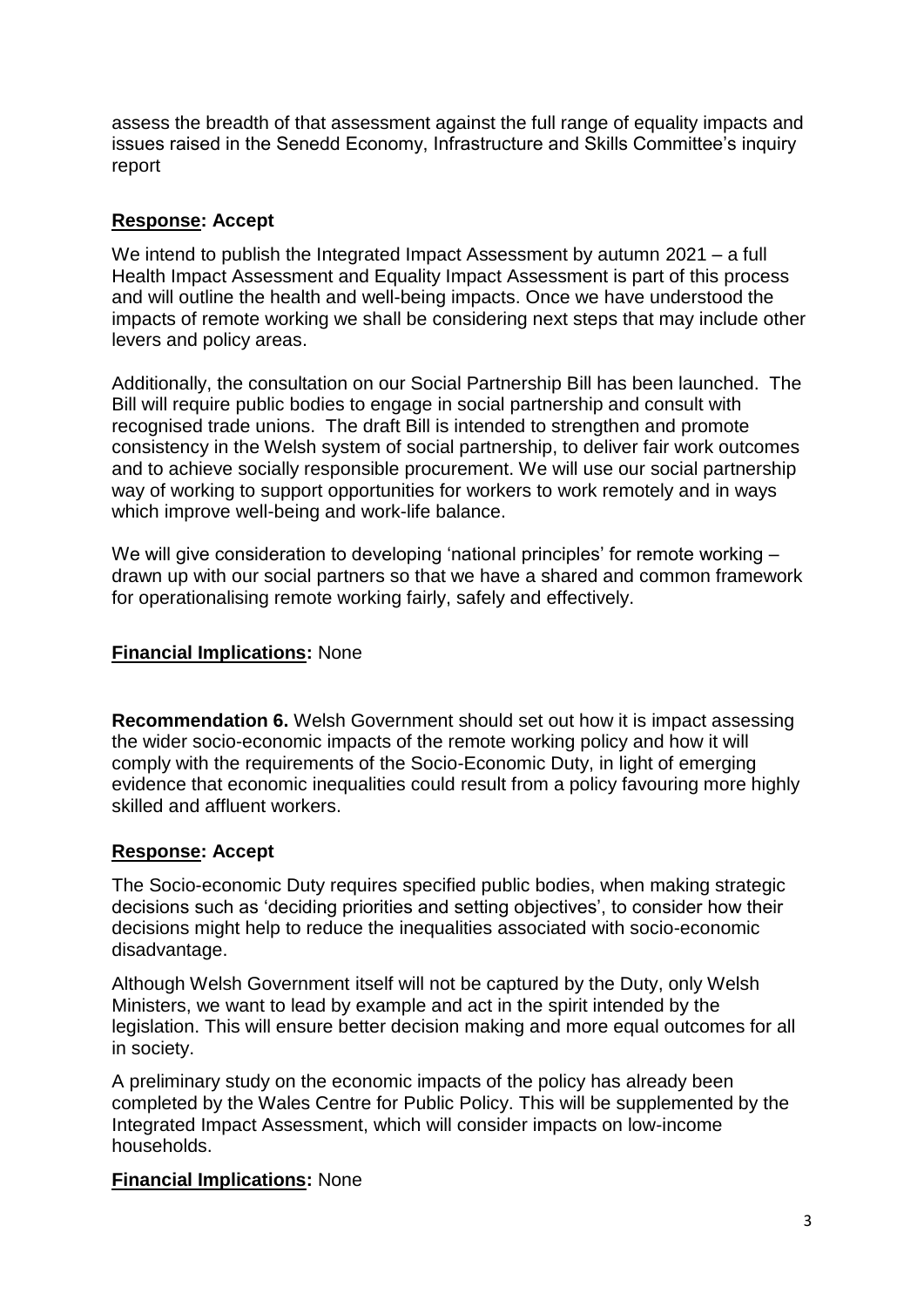assess the breadth of that assessment against the full range of equality impacts and issues raised in the Senedd Economy, Infrastructure and Skills Committee's inquiry report

**Response: Accept**

We intend to publish the Integrated Impact Assessment by autumn 2021 – a full Health Impact Assessment and Equality Impact Assessment is part of this process and will outline the health and well-being impacts. Once we have understood the impacts of remote working we shall be considering next steps that may include other levers and policy areas.

Additionally, the consultation on our Social Partnership Bill has been launched. The Bill will require public bodies to engage in social partnership and consult with recognised trade unions. The draft Bill is intended to strengthen and promote consistency in the Welsh system of social partnership, to deliver fair work outcomes and to achieve socially responsible procurement. We will use our social partnership way of working to support opportunities for workers to work remotely and in ways which improve well-being and work-life balance.

We will give consideration to developing 'national principles' for remote working – drawn up with our social partners so that we have a shared and common framework for operationalising remote working fairly, safely and effectively.

**Financial Implications:** None

**Recommendation 6.** Welsh Government should set out how it is impact assessing the wider socio-economic impacts of the remote working policy and how it will comply with the requirements of the Socio-Economic Duty, in light of emerging evidence that economic inequalities could result from a policy favouring more highly skilled and affluent workers.

**Response: Accept**

The Socio-economic Duty requires specified public bodies, when making strategic decisions such as 'deciding priorities and setting objectives', to consider how their decisions might help to reduce the inequalities associated with socio-economic disadvantage.

Although Welsh Government itself will not be captured by the Duty, only Welsh Ministers, we want to lead by example and act in the spirit intended by the legislation. This will ensure better decision making and more equal outcomes for all in society.

A preliminary study on the economic impacts of the policy has already been completed by the Wales Centre for Public Policy. This will be supplemented by the Integrated Impact Assessment, which will consider impacts on low-income households.

**Financial Implications:** None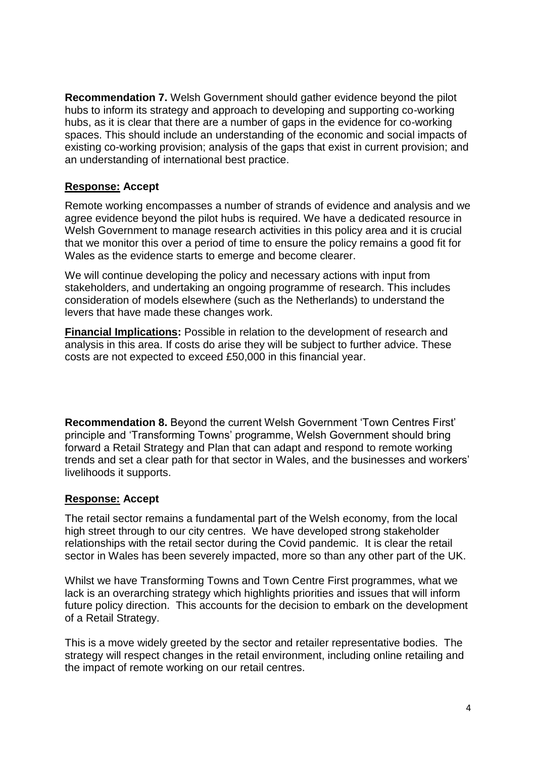**Recommendation 7.** Welsh Government should gather evidence beyond the pilot hubs to inform its strategy and approach to developing and supporting co-working hubs, as it is clear that there are a number of gaps in the evidence for co-working spaces. This should include an understanding of the economic and social impacts of existing co-working provision; analysis of the gaps that exist in current provision; and an understanding of international best practice.

**Response: Accept**

Remote working encompasses a number of strands of evidence and analysis and we agree evidence beyond the pilot hubs is required. We have a dedicated resource in Welsh Government to manage research activities in this policy area and it is crucial that we monitor this over a period of time to ensure the policy remains a good fit for Wales as the evidence starts to emerge and become clearer.

We will continue developing the policy and necessary actions with input from stakeholders, and undertaking an ongoing programme of research. This includes consideration of models elsewhere (such as the Netherlands) to understand the levers that have made these changes work.

**Financial Implications:** Possible in relation to the development of research and analysis in this area. If costs do arise they will be subject to further advice. These costs are not expected to exceed £50,000 in this financial year.

**Recommendation 8.** Beyond the current Welsh Government 'Town Centres First' principle and 'Transforming Towns' programme, Welsh Government should bring forward a Retail Strategy and Plan that can adapt and respond to remote working trends and set a clear path for that sector in Wales, and the businesses and workers' livelihoods it supports.

**Response: Accept**

The retail sector remains a fundamental part of the Welsh economy, from the local high street through to our city centres. We have developed strong stakeholder relationships with the retail sector during the Covid pandemic. It is clear the retail sector in Wales has been severely impacted, more so than any other part of the UK.

Whilst we have Transforming Towns and Town Centre First programmes, what we lack is an overarching strategy which highlights priorities and issues that will inform future policy direction. This accounts for the decision to embark on the development of a Retail Strategy.

This is a move widely greeted by the sector and retailer representative bodies. The strategy will respect changes in the retail environment, including online retailing and the impact of remote working on our retail centres.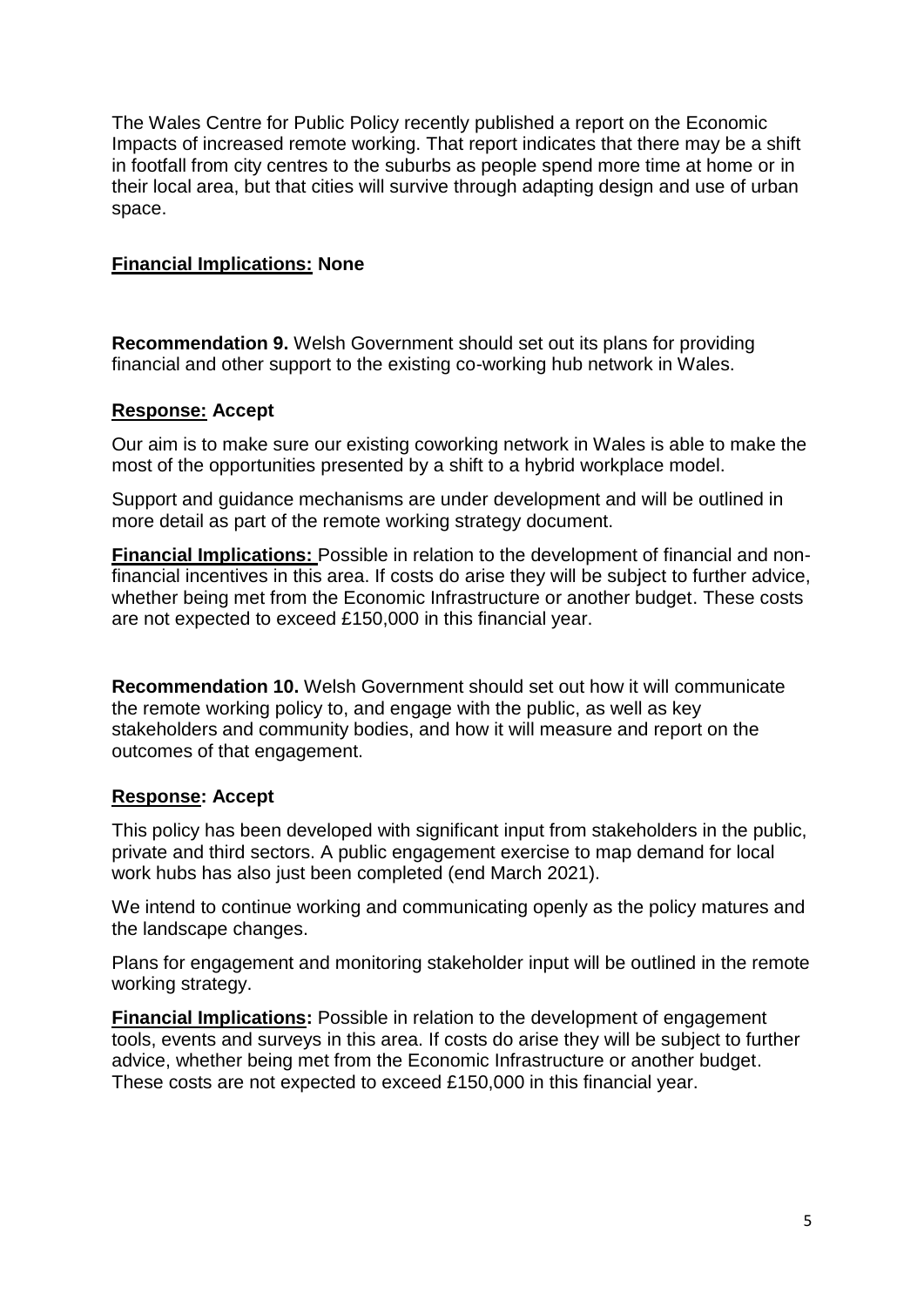The Wales Centre for Public Policy recently published a report on the Economic Impacts of increased remote working. That report indicates that there may be a shift in footfall from city centres to the suburbs as people spend more time at home or in their local area, but that cities will survive through adapting design and use of urban space.

**Financial Implications: None**

**Recommendation 9.** Welsh Government should set out its plans for providing financial and other support to the existing co-working hub network in Wales.

**Response: Accept**

Our aim is to make sure our existing coworking network in Wales is able to make the most of the opportunities presented by a shift to a hybrid workplace model.

Support and guidance mechanisms are under development and will be outlined in more detail as part of the remote working strategy document.

**Financial Implications:** Possible in relation to the development of financial and non-financial incentives in this area. If costs do arise they will be subject to further advice, whether being met from the Economic Infrastructure or another budget. These costs are not expected to exceed £150,000 in this financial year.

**Recommendation 10.** Welsh Government should set out how it will communicate the remote working policy to, and engage with the public, as well as key stakeholders and community bodies, and how it will measure and report on the outcomes of that engagement.

**Response: Accept**

This policy has been developed with significant input from stakeholders in the public, private and third sectors. A public engagement exercise to map demand for local work hubs has also just been completed (end March 2021).

We intend to continue working and communicating openly as the policy matures and the landscape changes.

Plans for engagement and monitoring stakeholder input will be outlined in the remote working strategy.

**Financial Implications:** Possible in relation to the development of engagement tools, events and surveys in this area. If costs do arise they will be subject to further advice, whether being met from the Economic Infrastructure or another budget. These costs are not expected to exceed £150,000 in this financial year.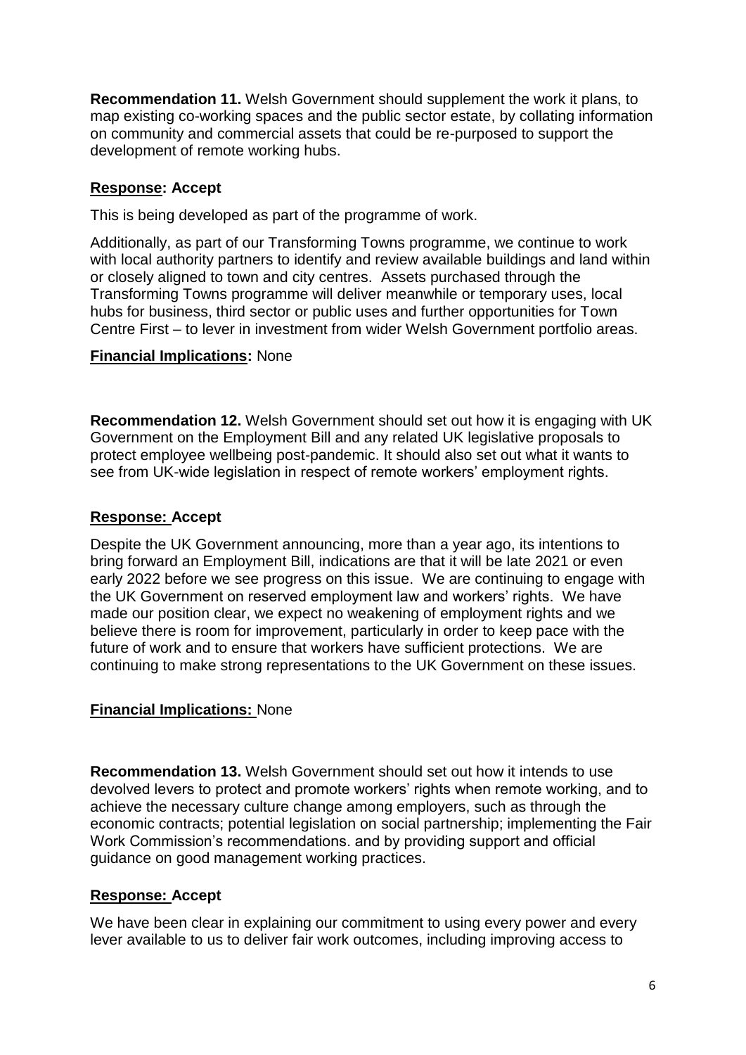**Recommendation 11.** Welsh Government should supplement the work it plans, to map existing co-working spaces and the public sector estate, by collating information on community and commercial assets that could be re-purposed to support the development of remote working hubs.

**Response: Accept**

This is being developed as part of the programme of work.

Additionally, as part of our Transforming Towns programme, we continue to work with local authority partners to identify and review available buildings and land within or closely aligned to town and city centres. Assets purchased through the Transforming Towns programme will deliver meanwhile or temporary uses, local hubs for business, third sector or public uses and further opportunities for Town Centre First – to lever in investment from wider Welsh Government portfolio areas.

**Financial Implications:** None

**Recommendation 12.** Welsh Government should set out how it is engaging with UK Government on the Employment Bill and any related UK legislative proposals to protect employee wellbeing post-pandemic. It should also set out what it wants to see from UK-wide legislation in respect of remote workers' employment rights.

**Response: Accept**

Despite the UK Government announcing, more than a year ago, its intentions to bring forward an Employment Bill, indications are that it will be late 2021 or even early 2022 before we see progress on this issue. We are continuing to engage with the UK Government on reserved employment law and workers' rights. We have made our position clear, we expect no weakening of employment rights and we believe there is room for improvement, particularly in order to keep pace with the future of work and to ensure that workers have sufficient protections. We are continuing to make strong representations to the UK Government on these issues.

**Financial Implications:** None

**Recommendation 13.** Welsh Government should set out how it intends to use devolved levers to protect and promote workers' rights when remote working, and to achieve the necessary culture change among employers, such as through the economic contracts; potential legislation on social partnership; implementing the Fair Work Commission's recommendations. and by providing support and official guidance on good management working practices.

**Response: Accept**

We have been clear in explaining our commitment to using every power and every lever available to us to deliver fair work outcomes, including improving access to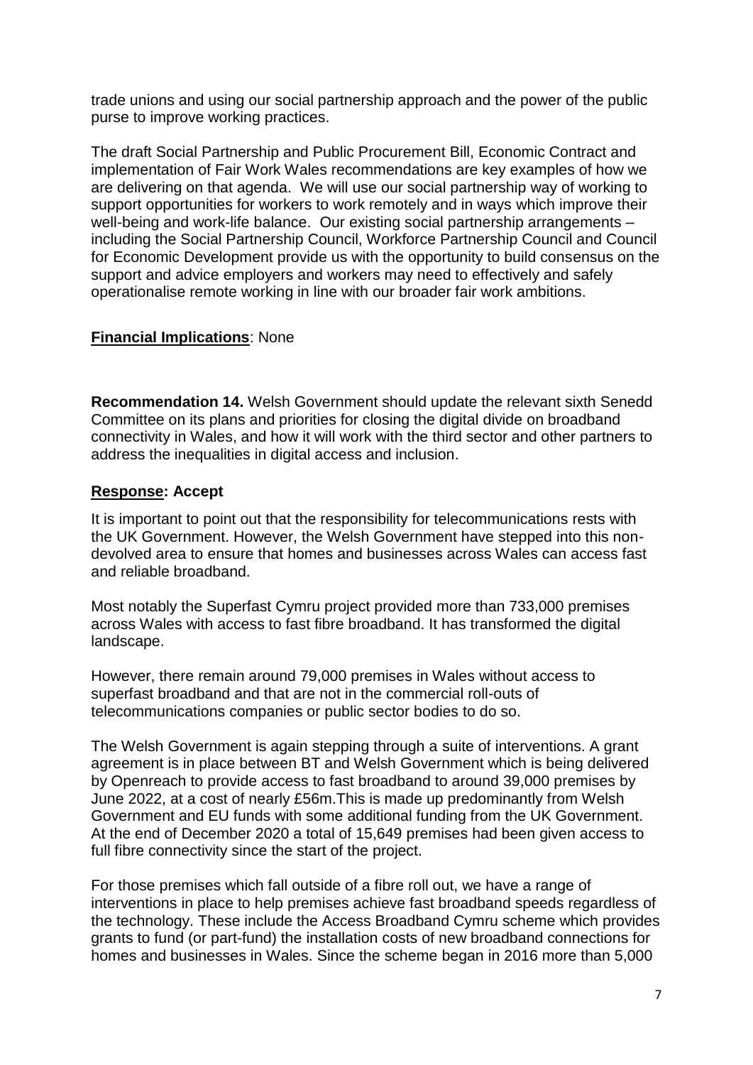trade unions and using our social partnership approach and the power of the public purse to improve working practices.

The draft Social Partnership and Public Procurement Bill, Economic Contract and implementation of Fair Work Wales recommendations are key examples of how we are delivering on that agenda. We will use our social partnership way of working to support opportunities for workers to work remotely and in ways which improve their well-being and work-life balance. Our existing social partnership arrangements – including the Social Partnership Council, Workforce Partnership Council and Council for Economic Development provide us with the opportunity to build consensus on the support and advice employers and workers may need to effectively and safely operationalise remote working in line with our broader fair work ambitions.

**Financial Implications**: None

**Recommendation 14.** Welsh Government should update the relevant sixth Senedd Committee on its plans and priorities for closing the digital divide on broadband connectivity in Wales, and how it will work with the third sector and other partners to address the inequalities in digital access and inclusion.

**Response: Accept**

It is important to point out that the responsibility for telecommunications rests with the UK Government. However, the Welsh Government have stepped into this non-devolved area to ensure that homes and businesses across Wales can access fast and reliable broadband.

Most notably the Superfast Cymru project provided more than 733,000 premises across Wales with access to fast fibre broadband. It has transformed the digital landscape.

However, there remain around 79,000 premises in Wales without access to superfast broadband and that are not in the commercial roll-outs of telecommunications companies or public sector bodies to do so.

The Welsh Government is again stepping through a suite of interventions. A grant agreement is in place between BT and Welsh Government which is being delivered by Openreach to provide access to fast broadband to around 39,000 premises by June 2022, at a cost of nearly £56m.This is made up predominantly from Welsh Government and EU funds with some additional funding from the UK Government. At the end of December 2020 a total of 15,649 premises had been given access to full fibre connectivity since the start of the project.

For those premises which fall outside of a fibre roll out, we have a range of interventions in place to help premises achieve fast broadband speeds regardless of the technology. These include the Access Broadband Cymru scheme which provides grants to fund (or part-fund) the installation costs of new broadband connections for homes and businesses in Wales. Since the scheme began in 2016 more than 5,000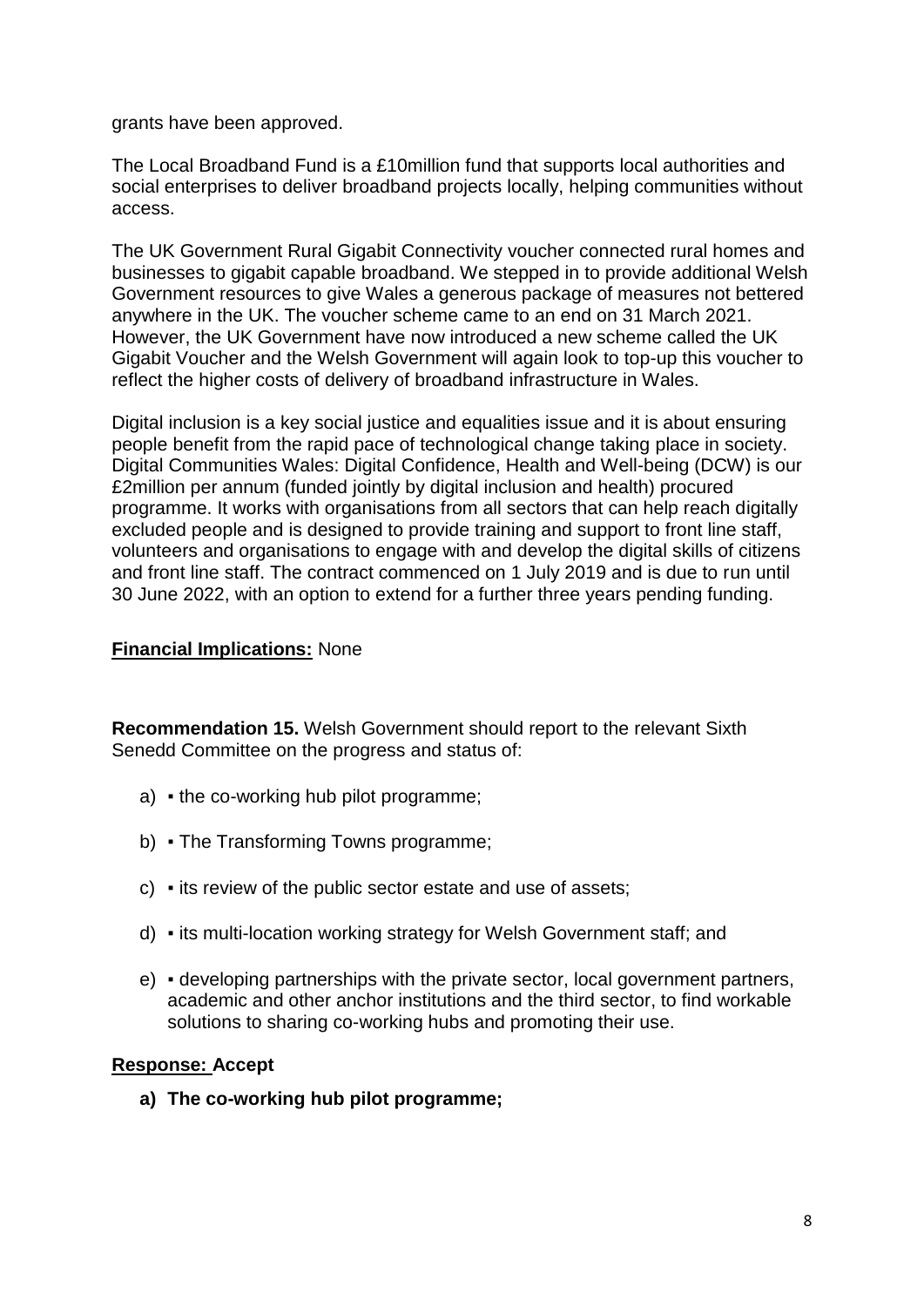grants have been approved.

The Local Broadband Fund is a £10million fund that supports local authorities and social enterprises to deliver broadband projects locally, helping communities without access.

The UK Government Rural Gigabit Connectivity voucher connected rural homes and businesses to gigabit capable broadband. We stepped in to provide additional Welsh Government resources to give Wales a generous package of measures not bettered anywhere in the UK. The voucher scheme came to an end on 31 March 2021. However, the UK Government have now introduced a new scheme called the UK Gigabit Voucher and the Welsh Government will again look to top-up this voucher to reflect the higher costs of delivery of broadband infrastructure in Wales.

Digital inclusion is a key social justice and equalities issue and it is about ensuring people benefit from the rapid pace of technological change taking place in society. Digital Communities Wales: Digital Confidence, Health and Well-being (DCW) is our £2million per annum (funded jointly by digital inclusion and health) procured programme. It works with organisations from all sectors that can help reach digitally excluded people and is designed to provide training and support to front line staff, volunteers and organisations to engage with and develop the digital skills of citizens and front line staff. The contract commenced on 1 July 2019 and is due to run until 30 June 2022, with an option to extend for a further three years pending funding.

**Financial Implications:** None

**Recommendation 15.** Welsh Government should report to the relevant Sixth Senedd Committee on the progress and status of:

a) ▪ the co-working hub pilot programme;

b) ▪ The Transforming Towns programme;

c) ▪ its review of the public sector estate and use of assets;

d) ▪ its multi-location working strategy for Welsh Government staff; and

e) ▪ developing partnerships with the private sector, local government partners, academic and other anchor institutions and the third sector, to find workable solutions to sharing co-working hubs and promoting their use.

**Response: Accept**

**a) The co-working hub pilot programme;**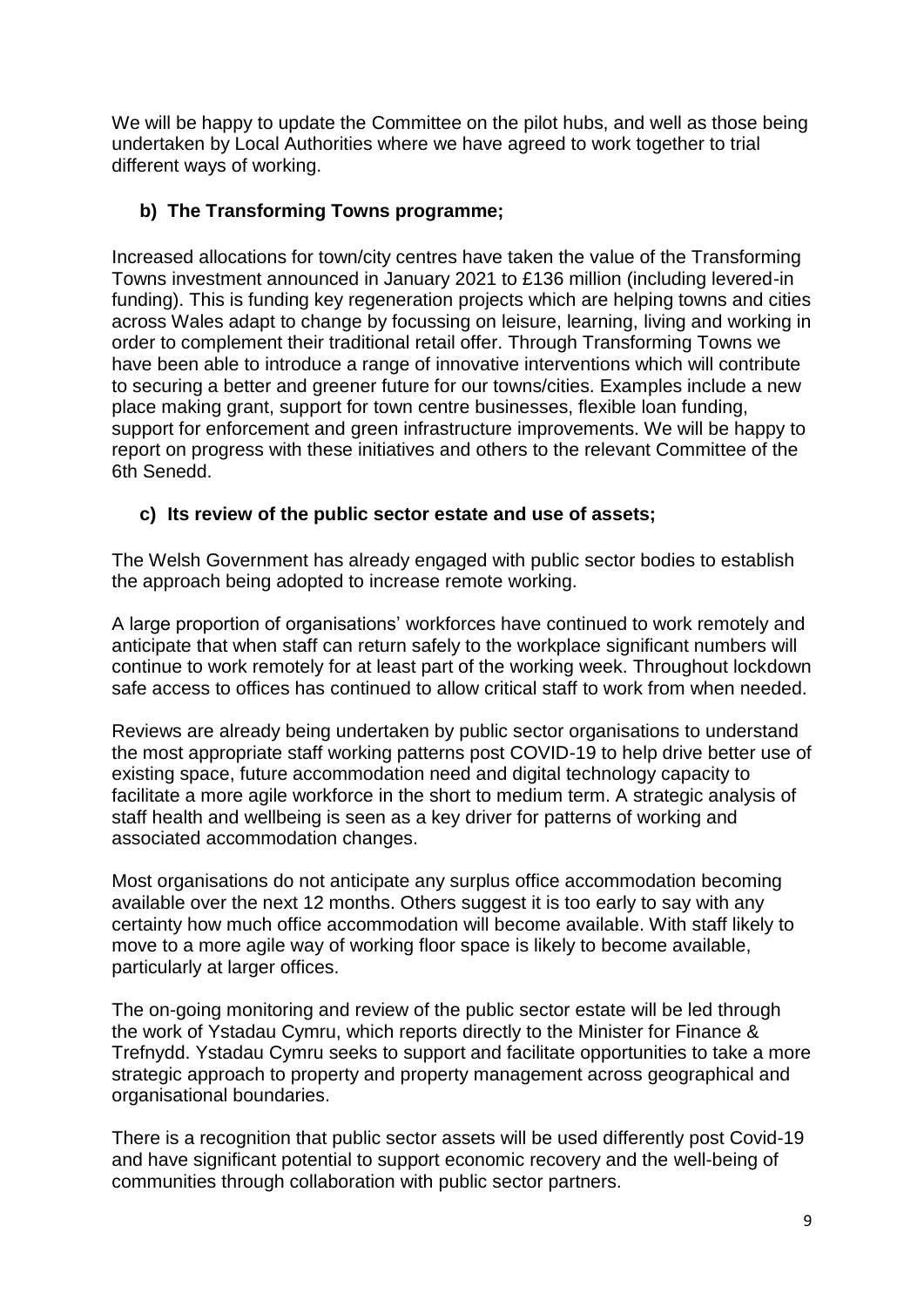We will be happy to update the Committee on the pilot hubs, and well as those being undertaken by Local Authorities where we have agreed to work together to trial different ways of working.

**b) The Transforming Towns programme;**

Increased allocations for town/city centres have taken the value of the Transforming Towns investment announced in January 2021 to £136 million (including levered-in funding). This is funding key regeneration projects which are helping towns and cities across Wales adapt to change by focussing on leisure, learning, living and working in order to complement their traditional retail offer. Through Transforming Towns we have been able to introduce a range of innovative interventions which will contribute to securing a better and greener future for our towns/cities. Examples include a new place making grant, support for town centre businesses, flexible loan funding, support for enforcement and green infrastructure improvements. We will be happy to report on progress with these initiatives and others to the relevant Committee of the 6th Senedd.

**c) Its review of the public sector estate and use of assets;**

The Welsh Government has already engaged with public sector bodies to establish the approach being adopted to increase remote working.

A large proportion of organisations' workforces have continued to work remotely and anticipate that when staff can return safely to the workplace significant numbers will continue to work remotely for at least part of the working week. Throughout lockdown safe access to offices has continued to allow critical staff to work from when needed.

Reviews are already being undertaken by public sector organisations to understand the most appropriate staff working patterns post COVID-19 to help drive better use of existing space, future accommodation need and digital technology capacity to facilitate a more agile workforce in the short to medium term. A strategic analysis of staff health and wellbeing is seen as a key driver for patterns of working and associated accommodation changes.

Most organisations do not anticipate any surplus office accommodation becoming available over the next 12 months. Others suggest it is too early to say with any certainty how much office accommodation will become available. With staff likely to move to a more agile way of working floor space is likely to become available, particularly at larger offices.

The on-going monitoring and review of the public sector estate will be led through the work of Ystadau Cymru, which reports directly to the Minister for Finance & Trefnydd. Ystadau Cymru seeks to support and facilitate opportunities to take a more strategic approach to property and property management across geographical and organisational boundaries.

There is a recognition that public sector assets will be used differently post Covid-19 and have significant potential to support economic recovery and the well-being of communities through collaboration with public sector partners.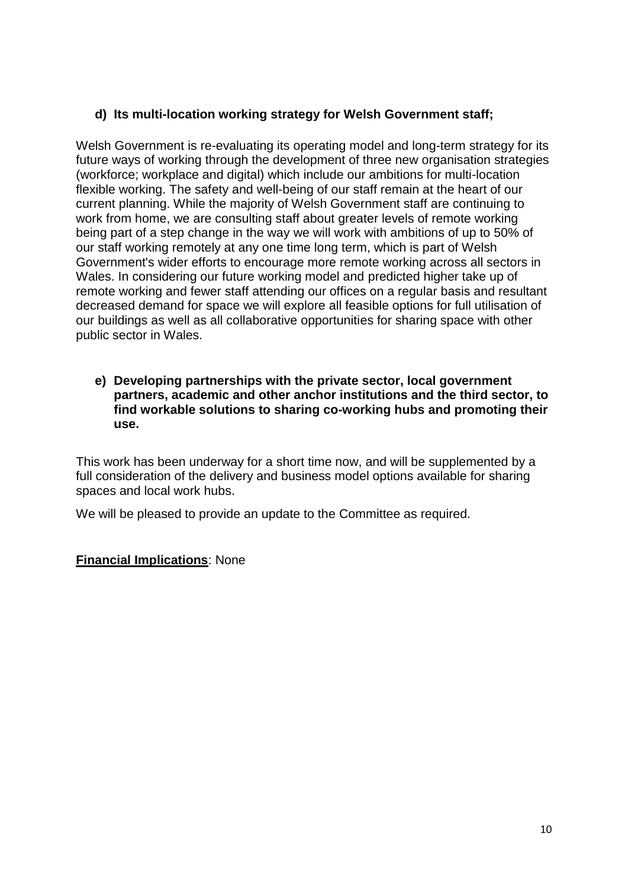**d) Its multi-location working strategy for Welsh Government staff;**

Welsh Government is re-evaluating its operating model and long-term strategy for its future ways of working through the development of three new organisation strategies (workforce; workplace and digital) which include our ambitions for multi-location flexible working. The safety and well-being of our staff remain at the heart of our current planning. While the majority of Welsh Government staff are continuing to work from home, we are consulting staff about greater levels of remote working being part of a step change in the way we will work with ambitions of up to 50% of our staff working remotely at any one time long term, which is part of Welsh Government's wider efforts to encourage more remote working across all sectors in Wales. In considering our future working model and predicted higher take up of remote working and fewer staff attending our offices on a regular basis and resultant decreased demand for space we will explore all feasible options for full utilisation of our buildings as well as all collaborative opportunities for sharing space with other public sector in Wales.

**e) Developing partnerships with the private sector, local government partners, academic and other anchor institutions and the third sector, to find workable solutions to sharing co-working hubs and promoting their use.**

This work has been underway for a short time now, and will be supplemented by a full consideration of the delivery and business model options available for sharing spaces and local work hubs.

We will be pleased to provide an update to the Committee as required.

**Financial Implications**: None